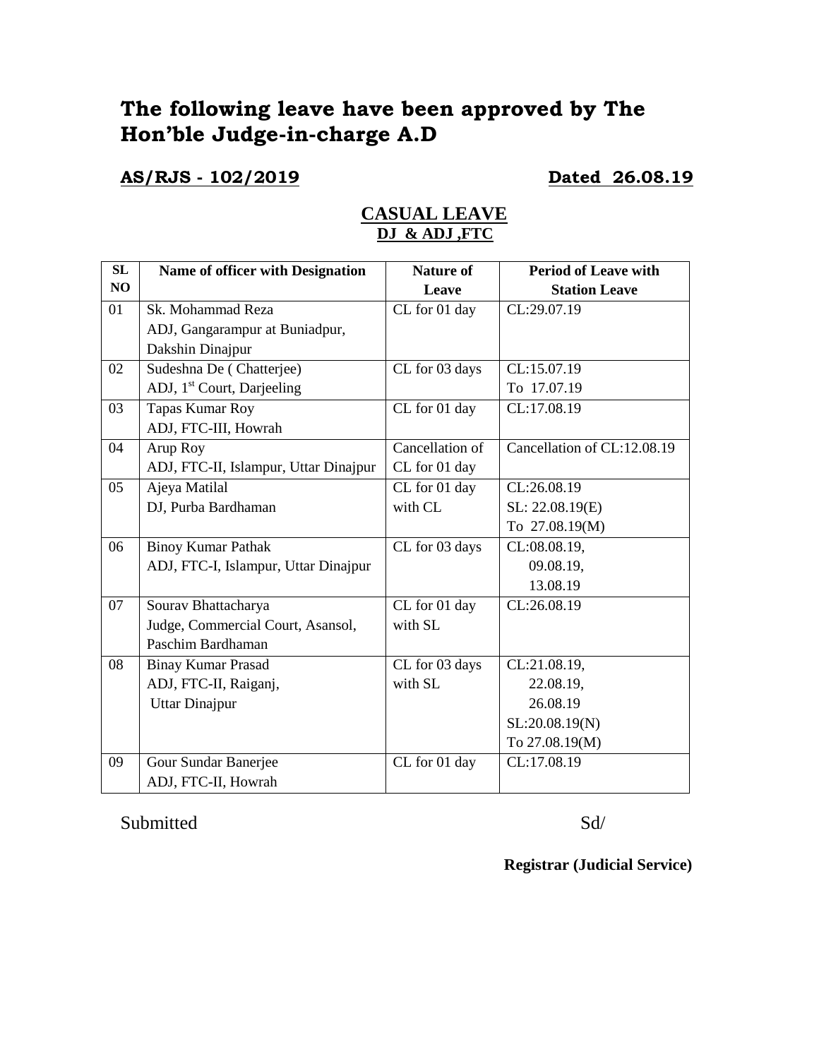# The following leave have been approved by The Hon'ble Judge-in-charge A.D

**AS/RJS - 102/2019** **Dated 26.08.19**

## CASUAL LEAVE
### DJ & ADJ ,FTC

| SL NO | Name of officer with Designation | Nature of Leave | Period of Leave with Station Leave |
|---|---|---|---|
| 01 | Sk. Mohammad Reza<br>ADJ, Gangarampur at Buniadpur, Dakshin Dinajpur | CL for 01 day | CL:29.07.19 |
| 02 | Sudeshna De ( Chatterjee)<br>ADJ, 1st Court, Darjeeling | CL for 03 days | CL:15.07.19<br>To 17.07.19 |
| 03 | Tapas Kumar Roy<br>ADJ, FTC-III, Howrah | CL for 01 day | CL:17.08.19 |
| 04 | Arup Roy<br>ADJ, FTC-II, Islampur, Uttar Dinajpur | Cancellation of CL for 01 day | Cancellation of CL:12.08.19 |
| 05 | Ajeya Matilal<br>DJ, Purba Bardhaman | CL for 01 day with CL | CL:26.08.19<br>SL: 22.08.19(E)<br>To 27.08.19(M) |
| 06 | Binoy Kumar Pathak<br>ADJ, FTC-I, Islampur, Uttar Dinajpur | CL for 03 days | CL:08.08.19,<br>09.08.19,<br>13.08.19 |
| 07 | Sourav Bhattacharya<br>Judge, Commercial Court, Asansol, Paschim Bardhaman | CL for 01 day with SL | CL:26.08.19 |
| 08 | Binay Kumar Prasad<br>ADJ, FTC-II, Raiganj, Uttar Dinajpur | CL for 03 days with SL | CL:21.08.19,<br>22.08.19,<br>26.08.19<br>SL:20.08.19(N)<br>To 27.08.19(M) |
| 09 | Gour Sundar Banerjee<br>ADJ, FTC-II, Howrah | CL for 01 day | CL:17.08.19 |

Submitted Sd/

**Registrar (Judicial Service)**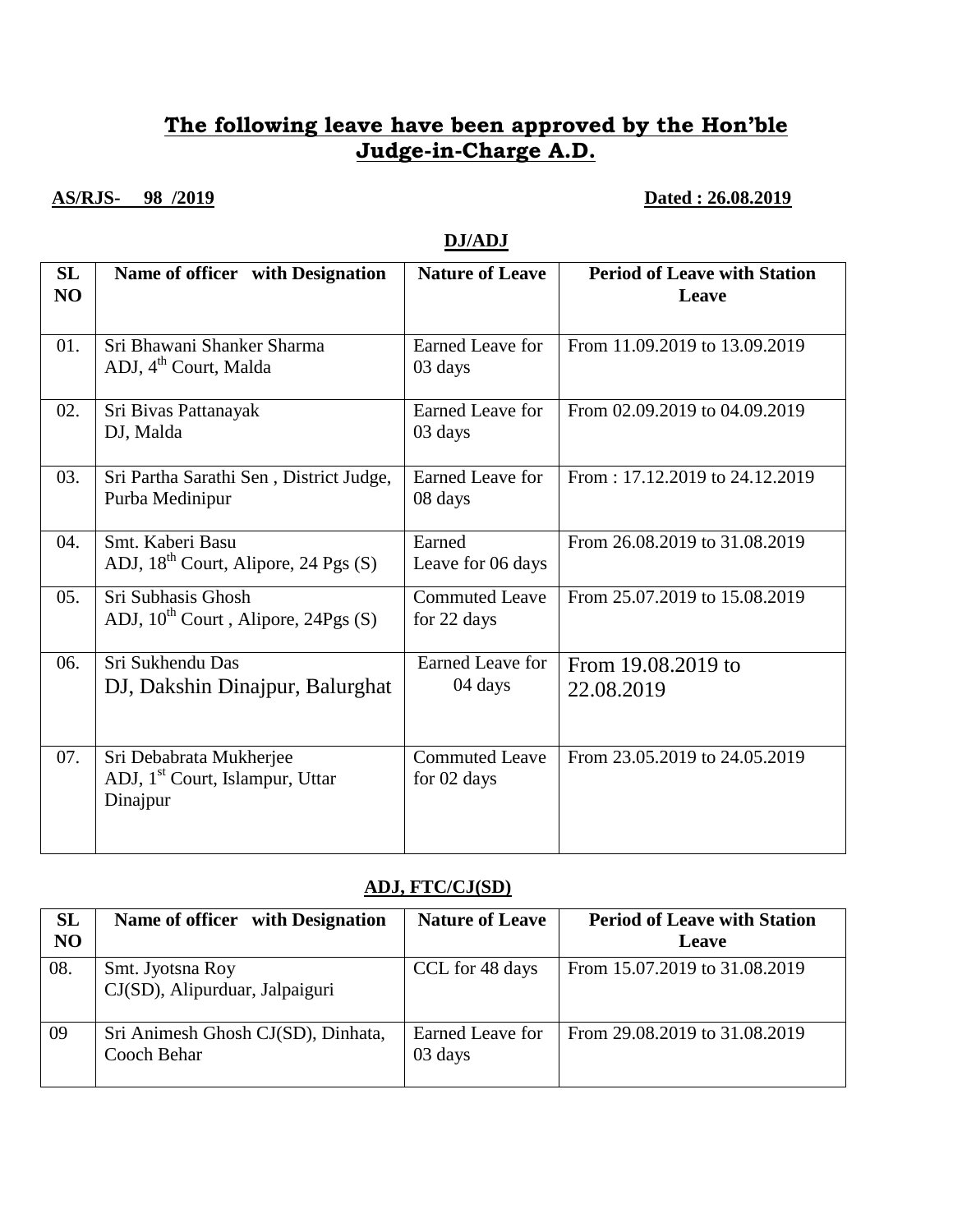## **The following leave have been approved by the Hon'ble Judge-in-Charge A.D.**

**AS/RJS- 98 /2019** **Dated : 26.08.2019**

**DJ/ADJ**

| SL NO | Name of officer with Designation | Nature of Leave | Period of Leave with Station Leave |
|---|---|---|---|
| 01. | Sri Bhawani Shanker Sharma ADJ, 4th Court, Malda | Earned Leave for 03 days | From 11.09.2019 to 13.09.2019 |
| 02. | Sri Bivas Pattanayak DJ, Malda | Earned Leave for 03 days | From 02.09.2019 to 04.09.2019 |
| 03. | Sri Partha Sarathi Sen , District Judge, Purba Medinipur | Earned Leave for 08 days | From : 17.12.2019 to 24.12.2019 |
| 04. | Smt. Kaberi Basu ADJ, 18th Court, Alipore, 24 Pgs (S) | Earned Leave for 06 days | From 26.08.2019 to 31.08.2019 |
| 05. | Sri Subhasis Ghosh ADJ, 10th Court , Alipore, 24Pgs (S) | Commuted Leave for 22 days | From 25.07.2019 to 15.08.2019 |
| 06. | Sri Sukhendu Das DJ, Dakshin Dinajpur, Balurghat | Earned Leave for 04 days | From 19.08.2019 to 22.08.2019 |
| 07. | Sri Debabrata Mukherjee ADJ, 1st Court, Islampur, Uttar Dinajpur | Commuted Leave for 02 days | From 23.05.2019 to 24.05.2019 |

**ADJ, FTC/CJ(SD)**

| SL NO | Name of officer with Designation | Nature of Leave | Period of Leave with Station Leave |
|---|---|---|---|
| 08. | Smt. Jyotsna Roy CJ(SD), Alipurduar, Jalpaiguri | CCL for 48 days | From 15.07.2019 to 31.08.2019 |
| 09 | Sri Animesh Ghosh CJ(SD), Dinhata, Cooch Behar | Earned Leave for 03 days | From 29.08.2019 to 31.08.2019 |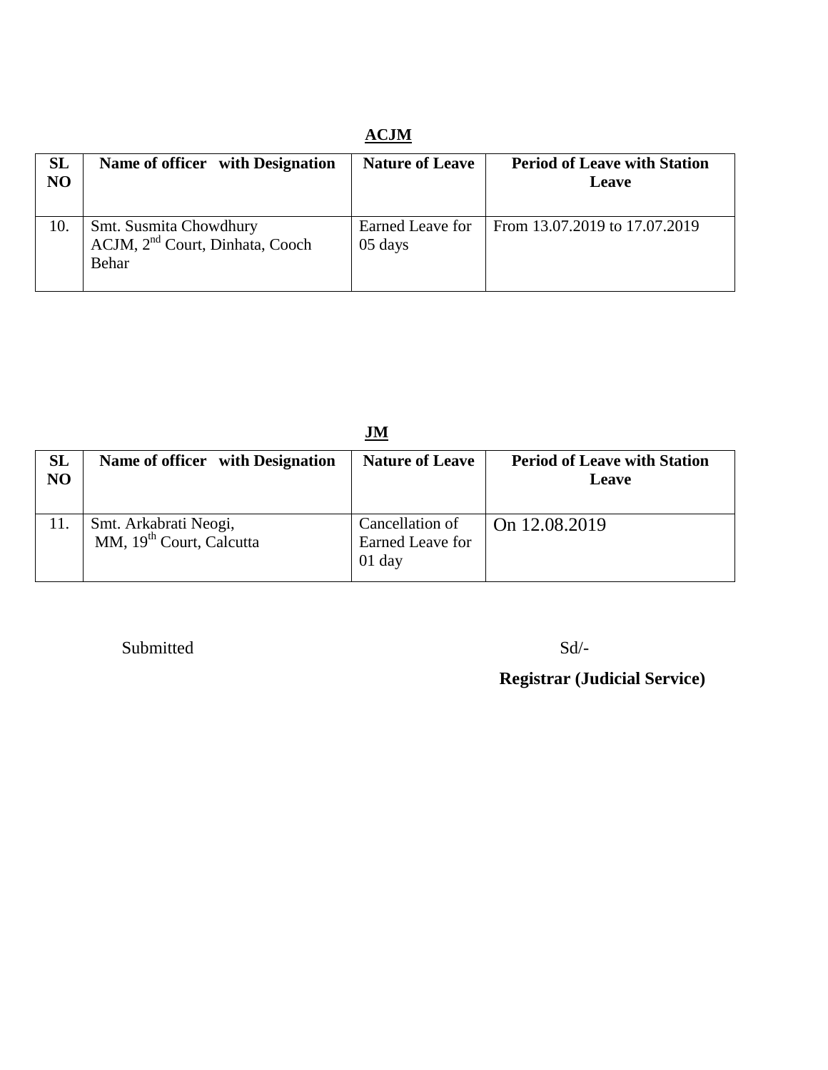**ACJM**

| SL NO | Name of officer with Designation | Nature of Leave | Period of Leave with Station Leave |
|---|---|---|---|
| 10. | Smt. Susmita Chowdhury ACJM, 2nd Court, Dinhata, Cooch Behar | Earned Leave for 05 days | From 13.07.2019 to 17.07.2019 |

**JM**

| SL NO | Name of officer with Designation | Nature of Leave | Period of Leave with Station Leave |
|---|---|---|---|
| 11. | Smt. Arkabrati Neogi, MM, 19th Court, Calcutta | Cancellation of Earned Leave for 01 day | On 12.08.2019 |

Submitted

Sd/-

**Registrar (Judicial Service)**